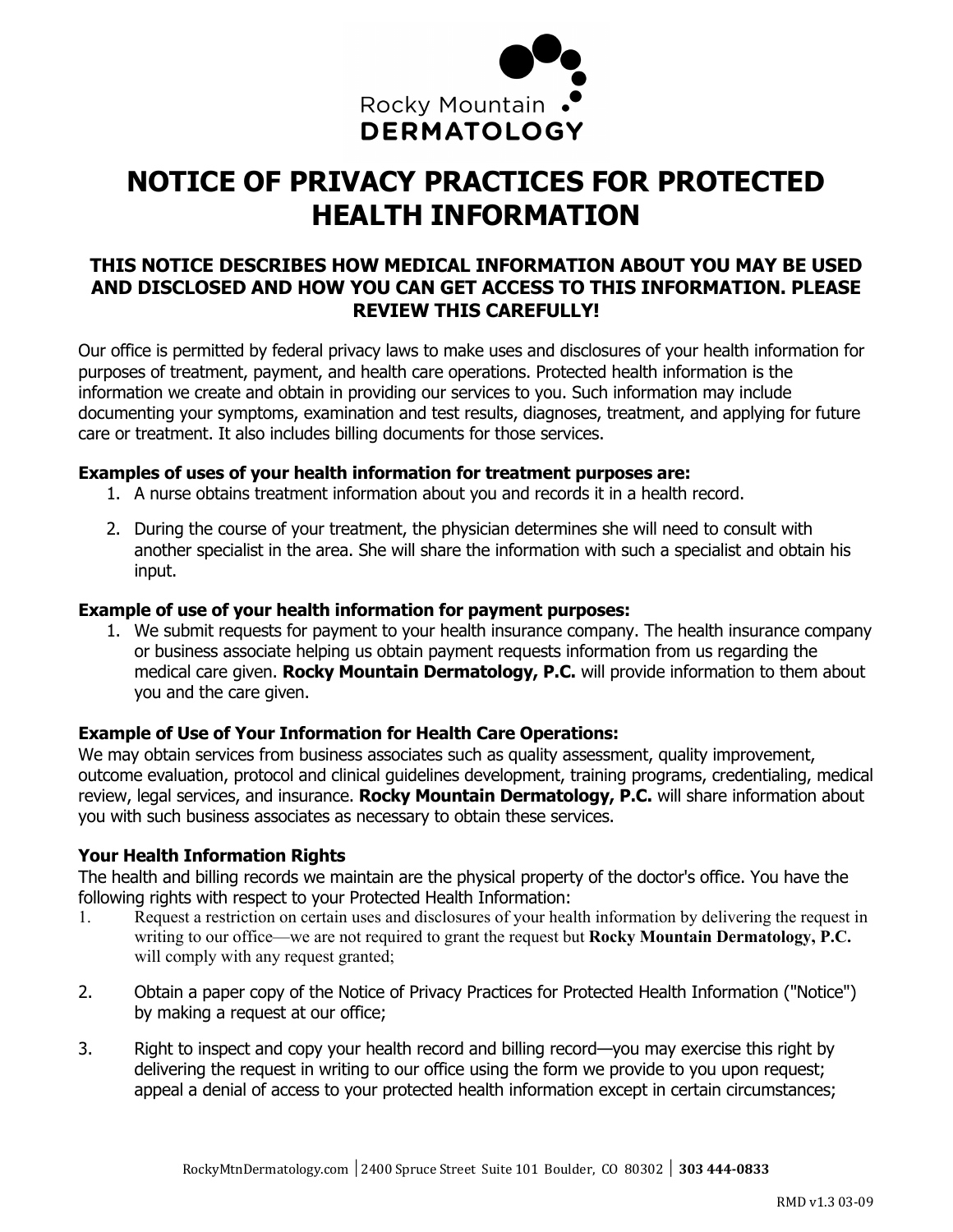Rocky Mountain
**DERMATOLOGY**

# NOTICE OF PRIVACY PRACTICES FOR PROTECTED HEALTH INFORMATION

### THIS NOTICE DESCRIBES HOW MEDICAL INFORMATION ABOUT YOU MAY BE USED AND DISCLOSED AND HOW YOU CAN GET ACCESS TO THIS INFORMATION. PLEASE REVIEW THIS CAREFULLY!

Our office is permitted by federal privacy laws to make uses and disclosures of your health information for purposes of treatment, payment, and health care operations. Protected health information is the information we create and obtain in providing our services to you. Such information may include documenting your symptoms, examination and test results, diagnoses, treatment, and applying for future care or treatment. It also includes billing documents for those services.

**Examples of uses of your health information for treatment purposes are:**

1. A nurse obtains treatment information about you and records it in a health record.
2. During the course of your treatment, the physician determines she will need to consult with another specialist in the area. She will share the information with such a specialist and obtain his input.

**Example of use of your health information for payment purposes:**

1. We submit requests for payment to your health insurance company. The health insurance company or business associate helping us obtain payment requests information from us regarding the medical care given. **Rocky Mountain Dermatology, P.C.** will provide information to them about you and the care given.

**Example of Use of Your Information for Health Care Operations:**

We may obtain services from business associates such as quality assessment, quality improvement, outcome evaluation, protocol and clinical guidelines development, training programs, credentialing, medical review, legal services, and insurance. **Rocky Mountain Dermatology, P.C.** will share information about you with such business associates as necessary to obtain these services.

**Your Health Information Rights**

The health and billing records we maintain are the physical property of the doctor's office. You have the following rights with respect to your Protected Health Information:

1. Request a restriction on certain uses and disclosures of your health information by delivering the request in writing to our office—we are not required to grant the request but **Rocky Mountain Dermatology, P.C.** will comply with any request granted;
2. Obtain a paper copy of the Notice of Privacy Practices for Protected Health Information ("Notice") by making a request at our office;
3. Right to inspect and copy your health record and billing record—you may exercise this right by delivering the request in writing to our office using the form we provide to you upon request; appeal a denial of access to your protected health information except in certain circumstances;

RockyMtnDermatology.com | 2400 Spruce Street Suite 101 Boulder, CO 80302 | **303 444-0833**

RMD v1.3 03-09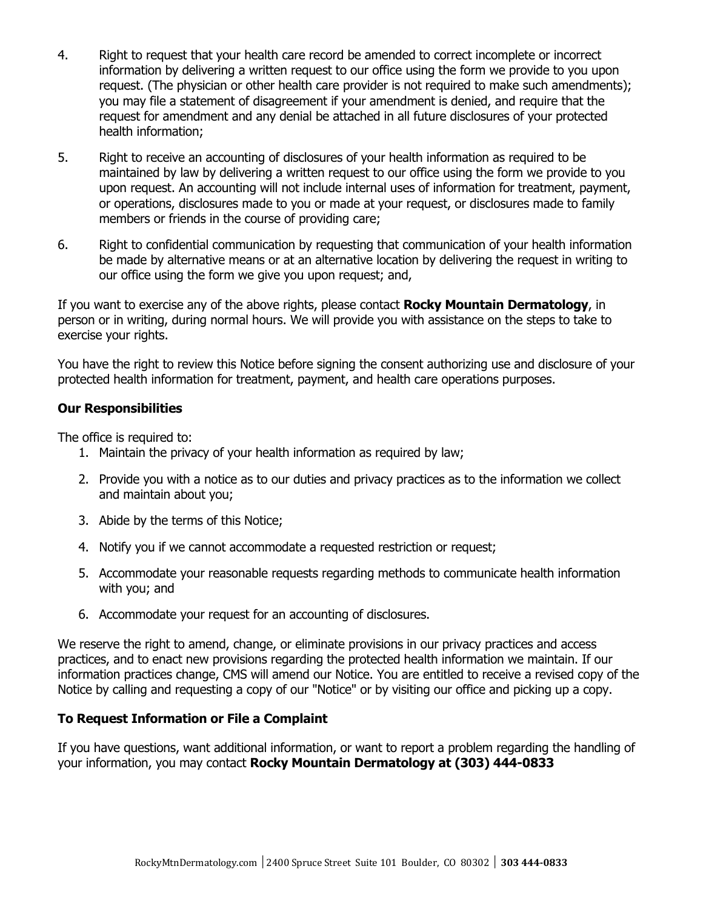4. Right to request that your health care record be amended to correct incomplete or incorrect information by delivering a written request to our office using the form we provide to you upon request. (The physician or other health care provider is not required to make such amendments); you may file a statement of disagreement if your amendment is denied, and require that the request for amendment and any denial be attached in all future disclosures of your protected health information;

5. Right to receive an accounting of disclosures of your health information as required to be maintained by law by delivering a written request to our office using the form we provide to you upon request. An accounting will not include internal uses of information for treatment, payment, or operations, disclosures made to you or made at your request, or disclosures made to family members or friends in the course of providing care;

6. Right to confidential communication by requesting that communication of your health information be made by alternative means or at an alternative location by delivering the request in writing to our office using the form we give you upon request; and,

If you want to exercise any of the above rights, please contact **Rocky Mountain Dermatology**, in person or in writing, during normal hours. We will provide you with assistance on the steps to take to exercise your rights.

You have the right to review this Notice before signing the consent authorizing use and disclosure of your protected health information for treatment, payment, and health care operations purposes.

**Our Responsibilities**

The office is required to:

1. Maintain the privacy of your health information as required by law;
2. Provide you with a notice as to our duties and privacy practices as to the information we collect and maintain about you;
3. Abide by the terms of this Notice;
4. Notify you if we cannot accommodate a requested restriction or request;
5. Accommodate your reasonable requests regarding methods to communicate health information with you; and
6. Accommodate your request for an accounting of disclosures.

We reserve the right to amend, change, or eliminate provisions in our privacy practices and access practices, and to enact new provisions regarding the protected health information we maintain. If our information practices change, CMS will amend our Notice. You are entitled to receive a revised copy of the Notice by calling and requesting a copy of our "Notice" or by visiting our office and picking up a copy.

**To Request Information or File a Complaint**

If you have questions, want additional information, or want to report a problem regarding the handling of your information, you may contact **Rocky Mountain Dermatology at (303) 444-0833**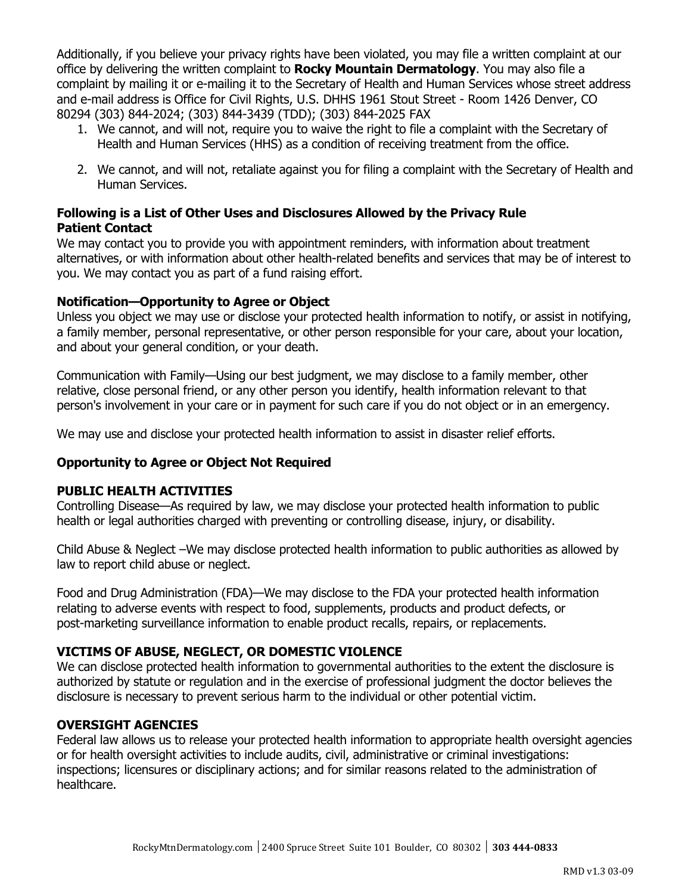Additionally, if you believe your privacy rights have been violated, you may file a written complaint at our office by delivering the written complaint to **Rocky Mountain Dermatology**. You may also file a complaint by mailing it or e-mailing it to the Secretary of Health and Human Services whose street address and e-mail address is Office for Civil Rights, U.S. DHHS 1961 Stout Street - Room 1426 Denver, CO 80294 (303) 844-2024; (303) 844-3439 (TDD); (303) 844-2025 FAX

1. We cannot, and will not, require you to waive the right to file a complaint with the Secretary of Health and Human Services (HHS) as a condition of receiving treatment from the office.
2. We cannot, and will not, retaliate against you for filing a complaint with the Secretary of Health and Human Services.

**Following is a List of Other Uses and Disclosures Allowed by the Privacy Rule**
**Patient Contact**

We may contact you to provide you with appointment reminders, with information about treatment alternatives, or with information about other health-related benefits and services that may be of interest to you. We may contact you as part of a fund raising effort.

**Notification—Opportunity to Agree or Object**

Unless you object we may use or disclose your protected health information to notify, or assist in notifying, a family member, personal representative, or other person responsible for your care, about your location, and about your general condition, or your death.

Communication with Family—Using our best judgment, we may disclose to a family member, other relative, close personal friend, or any other person you identify, health information relevant to that person's involvement in your care or in payment for such care if you do not object or in an emergency.

We may use and disclose your protected health information to assist in disaster relief efforts.

**Opportunity to Agree or Object Not Required**

**PUBLIC HEALTH ACTIVITIES**

Controlling Disease—As required by law, we may disclose your protected health information to public health or legal authorities charged with preventing or controlling disease, injury, or disability.

Child Abuse & Neglect –We may disclose protected health information to public authorities as allowed by law to report child abuse or neglect.

Food and Drug Administration (FDA)—We may disclose to the FDA your protected health information relating to adverse events with respect to food, supplements, products and product defects, or post-marketing surveillance information to enable product recalls, repairs, or replacements.

**VICTIMS OF ABUSE, NEGLECT, OR DOMESTIC VIOLENCE**

We can disclose protected health information to governmental authorities to the extent the disclosure is authorized by statute or regulation and in the exercise of professional judgment the doctor believes the disclosure is necessary to prevent serious harm to the individual or other potential victim.

**OVERSIGHT AGENCIES**

Federal law allows us to release your protected health information to appropriate health oversight agencies or for health oversight activities to include audits, civil, administrative or criminal investigations: inspections; licensures or disciplinary actions; and for similar reasons related to the administration of healthcare.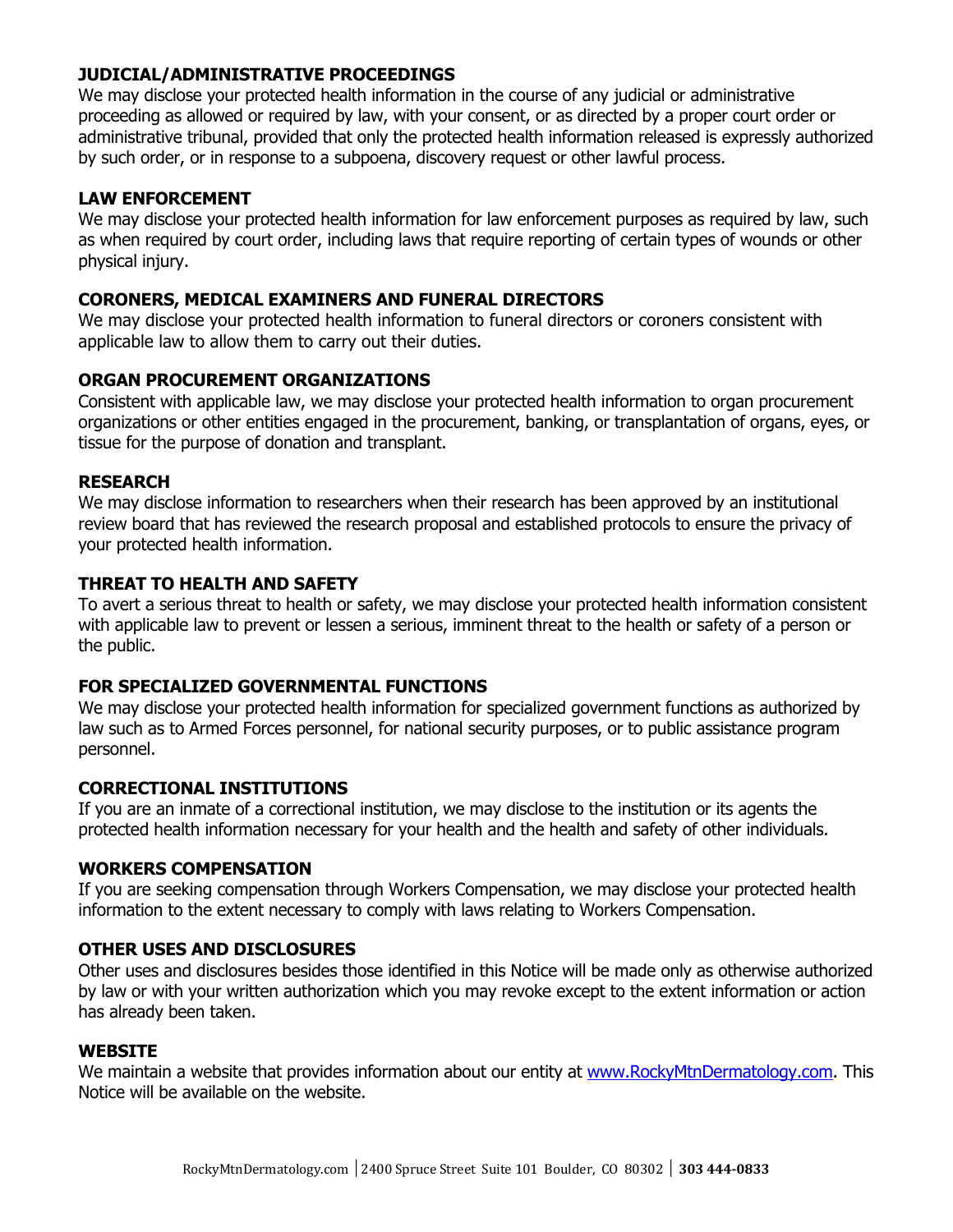**JUDICIAL/ADMINISTRATIVE PROCEEDINGS**
We may disclose your protected health information in the course of any judicial or administrative proceeding as allowed or required by law, with your consent, or as directed by a proper court order or administrative tribunal, provided that only the protected health information released is expressly authorized by such order, or in response to a subpoena, discovery request or other lawful process.

**LAW ENFORCEMENT**
We may disclose your protected health information for law enforcement purposes as required by law, such as when required by court order, including laws that require reporting of certain types of wounds or other physical injury.

**CORONERS, MEDICAL EXAMINERS AND FUNERAL DIRECTORS**
We may disclose your protected health information to funeral directors or coroners consistent with applicable law to allow them to carry out their duties.

**ORGAN PROCUREMENT ORGANIZATIONS**
Consistent with applicable law, we may disclose your protected health information to organ procurement organizations or other entities engaged in the procurement, banking, or transplantation of organs, eyes, or tissue for the purpose of donation and transplant.

**RESEARCH**
We may disclose information to researchers when their research has been approved by an institutional review board that has reviewed the research proposal and established protocols to ensure the privacy of your protected health information.

**THREAT TO HEALTH AND SAFETY**
To avert a serious threat to health or safety, we may disclose your protected health information consistent with applicable law to prevent or lessen a serious, imminent threat to the health or safety of a person or the public.

**FOR SPECIALIZED GOVERNMENTAL FUNCTIONS**
We may disclose your protected health information for specialized government functions as authorized by law such as to Armed Forces personnel, for national security purposes, or to public assistance program personnel.

**CORRECTIONAL INSTITUTIONS**
If you are an inmate of a correctional institution, we may disclose to the institution or its agents the protected health information necessary for your health and the health and safety of other individuals.

**WORKERS COMPENSATION**
If you are seeking compensation through Workers Compensation, we may disclose your protected health information to the extent necessary to comply with laws relating to Workers Compensation.

**OTHER USES AND DISCLOSURES**
Other uses and disclosures besides those identified in this Notice will be made only as otherwise authorized by law or with your written authorization which you may revoke except to the extent information or action has already been taken.

**WEBSITE**
We maintain a website that provides information about our entity at www.RockyMtnDermatology.com. This Notice will be available on the website.